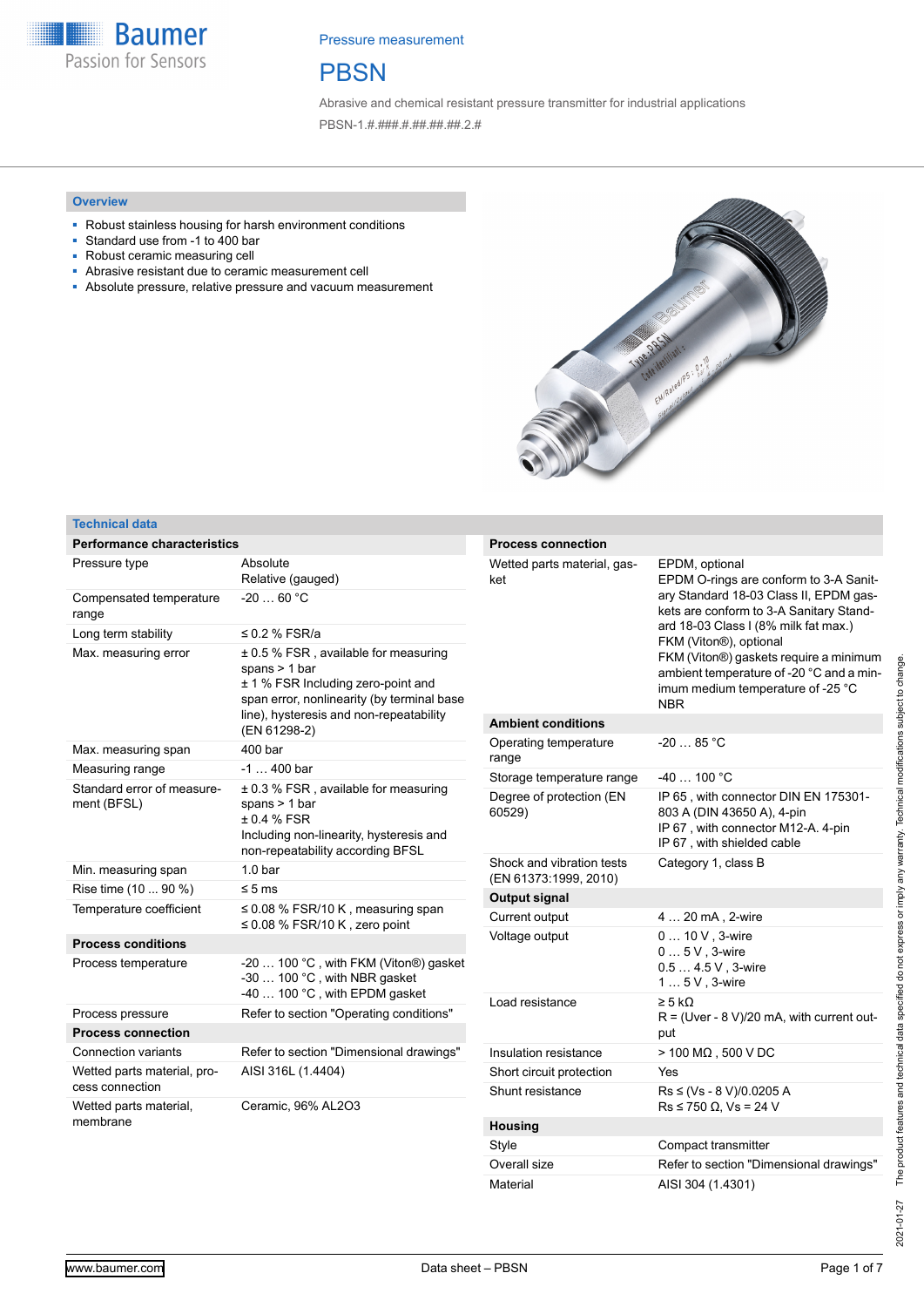Pressure measurement

# PBSN

Abrasive and chemical resistant pressure transmitter for industrial applications

PBSN-1.#.###.#.##.##.##.2.#

## Overview

- Robust stainless housing for harsh environment conditions
- Standard use from -1 to 400 bar
- Robust ceramic measuring cell
- Abrasive resistant due to ceramic measurement cell
- Absolute pressure, relative pressure and vacuum measurement

## Technical data

| Performance characteristics | |
|---|---|
| Pressure type | Absolute<br>Relative (gauged) |
| Compensated temperature range | -20 … 60 °C |
| Long term stability | ≤ 0.2 % FSR/a |
| Max. measuring error | ± 0.5 % FSR , available for measuring spans > 1 bar<br>± 1 % FSR Including zero-point and span error, nonlinearity (by terminal base line), hysteresis and non-repeatability (EN 61298-2) |
| Max. measuring span | 400 bar |
| Measuring range | -1 … 400 bar |
| Standard error of measurement (BFSL) | ± 0.3 % FSR , available for measuring spans > 1 bar<br>± 0.4 % FSR<br>Including non-linearity, hysteresis and non-repeatability according BFSL |
| Min. measuring span | 1.0 bar |
| Rise time (10 ... 90 %) | ≤ 5 ms |
| Temperature coefficient | ≤ 0.08 % FSR/10 K , measuring span<br>≤ 0.08 % FSR/10 K , zero point |

| Process conditions | |
|---|---|
| Process temperature | -20 … 100 °C , with FKM (Viton®) gasket<br>-30 … 100 °C , with NBR gasket<br>-40 … 100 °C , with EPDM gasket |
| Process pressure | Refer to section "Operating conditions" |

| Process connection | |
|---|---|
| Connection variants | Refer to section "Dimensional drawings" |
| Wetted parts material, process connection | AISI 316L (1.4404) |
| Wetted parts material, membrane | Ceramic, 96% AL2O3 |
| Wetted parts material, gasket | EPDM, optional<br>EPDM O-rings are conform to 3-A Sanitary Standard 18-03 Class II, EPDM gaskets are conform to 3-A Sanitary Standard 18-03 Class I (8% milk fat max.)<br>FKM (Viton®), optional<br>FKM (Viton®) gaskets require a minimum ambient temperature of -20 °C and a minimum medium temperature of -25 °C<br>NBR |

| Ambient conditions | |
|---|---|
| Operating temperature range | -20 … 85 °C |
| Storage temperature range | -40 … 100 °C |
| Degree of protection (EN 60529) | IP 65 , with connector DIN EN 175301-803 A (DIN 43650 A), 4-pin<br>IP 67 , with connector M12-A. 4-pin<br>IP 67 , with shielded cable |
| Shock and vibration tests (EN 61373:1999, 2010) | Category 1, class B |

| Output signal | |
|---|---|
| Current output | 4 … 20 mA , 2-wire |
| Voltage output | 0 … 10 V , 3-wire<br>0 … 5 V , 3-wire<br>0.5 … 4.5 V , 3-wire<br>1 … 5 V , 3-wire |
| Load resistance | ≥ 5 kΩ<br>R = (Uver - 8 V)/20 mA, with current output |
| Insulation resistance | > 100 MΩ , 500 V DC |
| Short circuit protection | Yes |
| Shunt resistance | Rs ≤ (Vs - 8 V)/0.0205 A<br>Rs ≤ 750 Ω, Vs = 24 V |

| Housing | |
|---|---|
| Style | Compact transmitter |
| Overall size | Refer to section "Dimensional drawings" |
| Material | AISI 304 (1.4301) |

The product features and technical data specified do not express or imply any warranty. Technical modifications subject to change.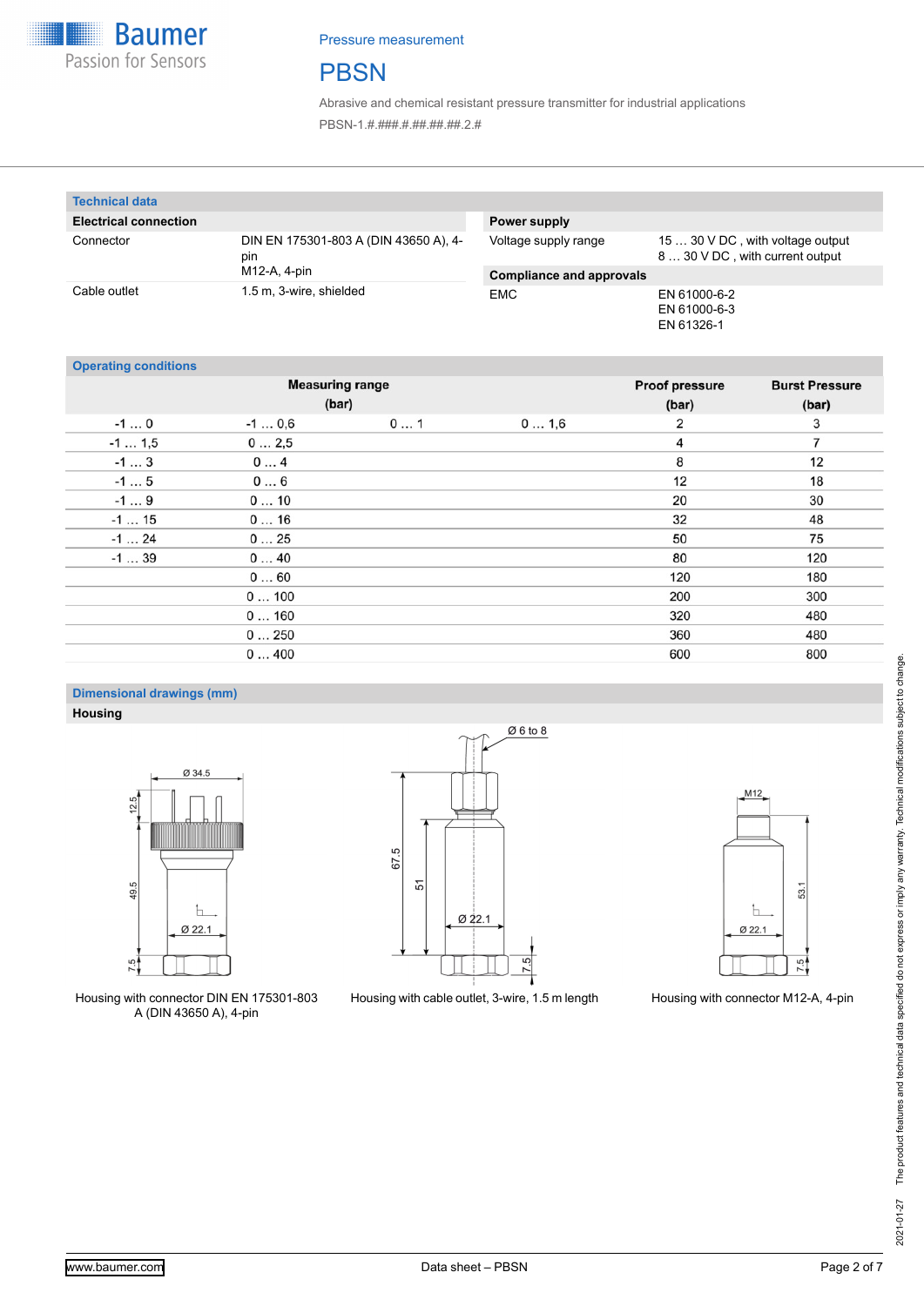## Technical data

| Electrical connection | |
|---|---|
| Connector | DIN EN 175301-803 A (DIN 43650 A), 4-pin<br>M12-A, 4-pin |
| Cable outlet | 1.5 m, 3-wire, shielded |

| Power supply | |
|---|---|
| Voltage supply range | 15 … 30 V DC , with voltage output<br>8 … 30 V DC , with current output |

| Compliance and approvals | |
|---|---|
| EMC | EN 61000-6-2<br>EN 61000-6-3<br>EN 61326-1 |

## Operating conditions

| Measuring range (bar) | | | | Proof pressure (bar) | Burst Pressure (bar) |
|---|---|---|---|---|---|
| -1 … 0 | -1 … 0,6 | 0 … 1 | 0 … 1,6 | 2 | 3 |
| -1 … 1,5 | 0 … 2,5 | | | 4 | 7 |
| -1 … 3 | 0 … 4 | | | 8 | 12 |
| -1 … 5 | 0 … 6 | | | 12 | 18 |
| -1 … 9 | 0 … 10 | | | 20 | 30 |
| -1 … 15 | 0 … 16 | | | 32 | 48 |
| -1 … 24 | 0 … 25 | | | 50 | 75 |
| -1 … 39 | 0 … 40 | | | 80 | 120 |
| | 0 … 60 | | | 120 | 180 |
| | 0 … 100 | | | 200 | 300 |
| | 0 … 160 | | | 320 | 480 |
| | 0 … 250 | | | 360 | 480 |
| | 0 … 400 | | | 600 | 800 |

## Dimensional drawings (mm)

### Housing

Housing with connector DIN EN 175301-803 A (DIN 43650 A), 4-pin

Housing with cable outlet, 3-wire, 1.5 m length

Housing with connector M12-A, 4-pin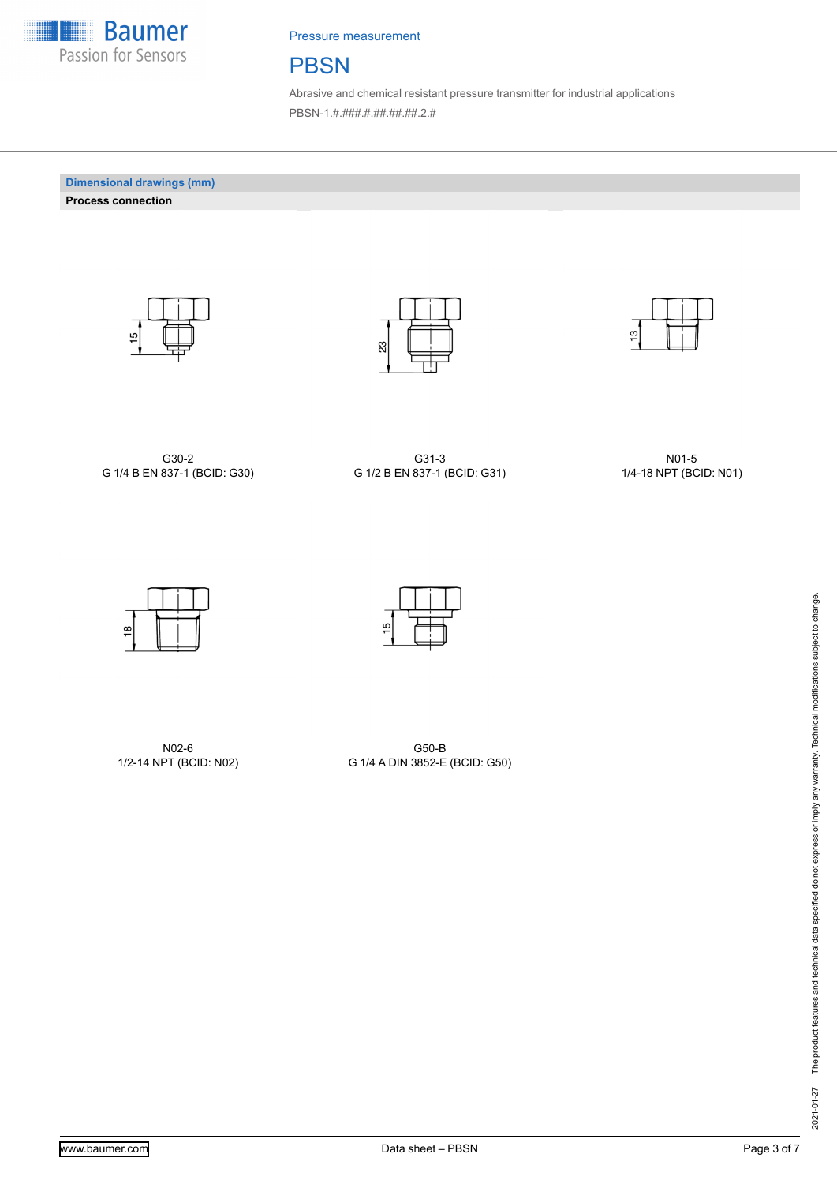## Dimensional drawings (mm)

### Process connection

15

G30-2
G 1/4 B EN 837-1 (BCID: G30)

23

G31-3
G 1/2 B EN 837-1 (BCID: G31)

13

N01-5
1/4-18 NPT (BCID: N01)

18

N02-6
1/2-14 NPT (BCID: N02)

15

G50-B
G 1/4 A DIN 3852-E (BCID: G50)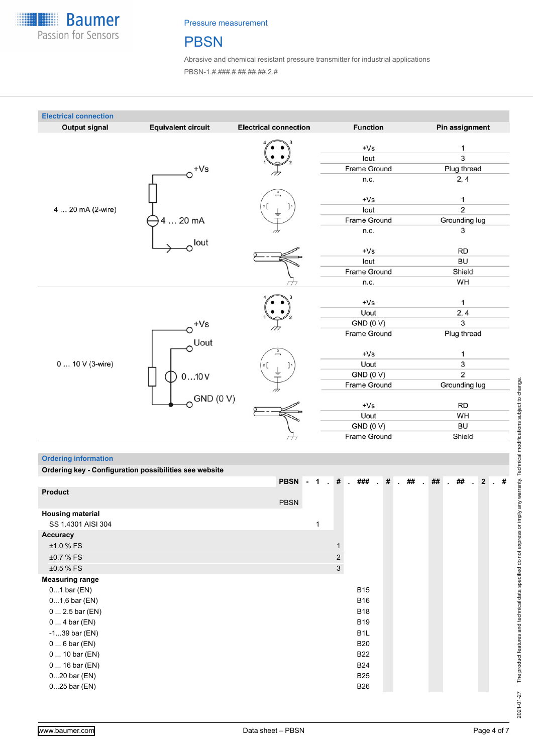Pressure measurement

# PBSN

Abrasive and chemical resistant pressure transmitter for industrial applications

PBSN-1.#.###.#.##.##.##.2.#

## Electrical connection

| Output signal | Equivalent circuit | Electrical connection | Function | Pin assignment |
|---|---|---|---|---|
| 4 … 20 mA (2-wire) | +Vs, 4 … 20 mA, Iout | M12 connector | +Vs | 1 |
| | | | Iout | 3 |
| | | | Frame Ground | Plug thread |
| | | | n.c. | 2, 4 |
| | | DIN connector | +Vs | 1 |
| | | | Iout | 2 |
| | | | Frame Ground | Grounding lug |
| | | | n.c. | 3 |
| | | Cable | +Vs | RD |
| | | | Iout | BU |
| | | | Frame Ground | Shield |
| | | | n.c. | WH |
| 0 … 10 V (3-wire) | +Vs, Uout, 0…10 V, GND (0 V) | M12 connector | +Vs | 1 |
| | | | Uout | 2, 4 |
| | | | GND (0 V) | 3 |
| | | | Frame Ground | Plug thread |
| | | DIN connector | +Vs | 1 |
| | | | Uout | 3 |
| | | | GND (0 V) | 2 |
| | | | Frame Ground | Grounding lug |
| | | Cable | +Vs | RD |
| | | | Uout | WH |
| | | | GND (0 V) | BU |
| | | | Frame Ground | Shield |

## Ordering information

**Ordering key - Configuration possibilities see website**

PBSN - 1 . # . ### . # . ## . ## . ## . 2 . #

| | PBSN | 1 | # | ### |
|---|---|---|---|---|
| **Product** | PBSN | | | |
| **Housing material** | | | | |
| SS 1.4301 AISI 304 | | 1 | | |
| **Accuracy** | | | | |
| ±1.0 % FS | | | 1 | |
| ±0.7 % FS | | | 2 | |
| ±0.5 % FS | | | 3 | |
| **Measuring range** | | | | |
| 0...1 bar (EN) | | | | B15 |
| 0...1,6 bar (EN) | | | | B16 |
| 0 ... 2.5 bar (EN) | | | | B18 |
| 0 ... 4 bar (EN) | | | | B19 |
| -1...39 bar (EN) | | | | B1L |
| 0 ... 6 bar (EN) | | | | B20 |
| 0 ... 10 bar (EN) | | | | B22 |
| 0 ... 16 bar (EN) | | | | B24 |
| 0...20 bar (EN) | | | | B25 |
| 0...25 bar (EN) | | | | B26 |

2021-01-27 The product features and technical data specified do not express or imply any warranty. Technical modifications subject to change.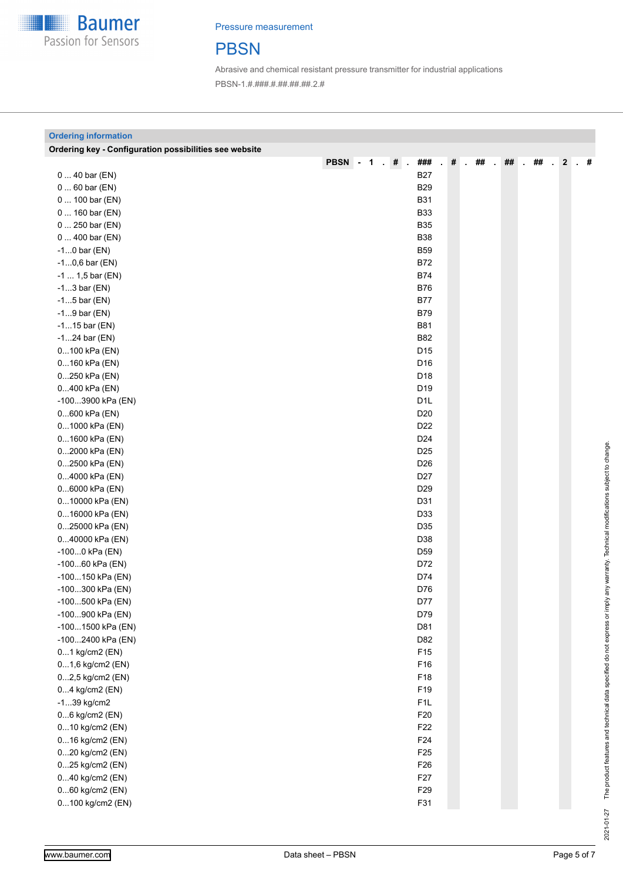## Ordering information

**Ordering key - Configuration possibilities see website**

| | PBSN | - | 1 | . | # | . | ### | . | # | . | ## | . | ## | . | ## | . | 2 | . | # |
|---|---|---|---|---|---|---|---|---|---|---|---|---|---|---|---|---|---|---|---|
| 0 ... 40 bar (EN) | | | | | | | B27 | | | | | | | | | | | | |
| 0 ... 60 bar (EN) | | | | | | | B29 | | | | | | | | | | | | |
| 0 ... 100 bar (EN) | | | | | | | B31 | | | | | | | | | | | | |
| 0 ... 160 bar (EN) | | | | | | | B33 | | | | | | | | | | | | |
| 0 ... 250 bar (EN) | | | | | | | B35 | | | | | | | | | | | | |
| 0 ... 400 bar (EN) | | | | | | | B38 | | | | | | | | | | | | |
| -1...0 bar (EN) | | | | | | | B59 | | | | | | | | | | | | |
| -1...0,6 bar (EN) | | | | | | | B72 | | | | | | | | | | | | |
| -1 ... 1,5 bar (EN) | | | | | | | B74 | | | | | | | | | | | | |
| -1...3 bar (EN) | | | | | | | B76 | | | | | | | | | | | | |
| -1...5 bar (EN) | | | | | | | B77 | | | | | | | | | | | | |
| -1...9 bar (EN) | | | | | | | B79 | | | | | | | | | | | | |
| -1...15 bar (EN) | | | | | | | B81 | | | | | | | | | | | | |
| -1...24 bar (EN) | | | | | | | B82 | | | | | | | | | | | | |
| 0...100 kPa (EN) | | | | | | | D15 | | | | | | | | | | | | |
| 0...160 kPa (EN) | | | | | | | D16 | | | | | | | | | | | | |
| 0...250 kPa (EN) | | | | | | | D18 | | | | | | | | | | | | |
| 0...400 kPa (EN) | | | | | | | D19 | | | | | | | | | | | | |
| -100...3900 kPa (EN) | | | | | | | D1L | | | | | | | | | | | | |
| 0...600 kPa (EN) | | | | | | | D20 | | | | | | | | | | | | |
| 0...1000 kPa (EN) | | | | | | | D22 | | | | | | | | | | | | |
| 0...1600 kPa (EN) | | | | | | | D24 | | | | | | | | | | | | |
| 0...2000 kPa (EN) | | | | | | | D25 | | | | | | | | | | | | |
| 0...2500 kPa (EN) | | | | | | | D26 | | | | | | | | | | | | |
| 0...4000 kPa (EN) | | | | | | | D27 | | | | | | | | | | | | |
| 0...6000 kPa (EN) | | | | | | | D29 | | | | | | | | | | | | |
| 0...10000 kPa (EN) | | | | | | | D31 | | | | | | | | | | | | |
| 0...16000 kPa (EN) | | | | | | | D33 | | | | | | | | | | | | |
| 0...25000 kPa (EN) | | | | | | | D35 | | | | | | | | | | | | |
| 0...40000 kPa (EN) | | | | | | | D38 | | | | | | | | | | | | |
| -100...0 kPa (EN) | | | | | | | D59 | | | | | | | | | | | | |
| -100...60 kPa (EN) | | | | | | | D72 | | | | | | | | | | | | |
| -100...150 kPa (EN) | | | | | | | D74 | | | | | | | | | | | | |
| -100...300 kPa (EN) | | | | | | | D76 | | | | | | | | | | | | |
| -100...500 kPa (EN) | | | | | | | D77 | | | | | | | | | | | | |
| -100...900 kPa (EN) | | | | | | | D79 | | | | | | | | | | | | |
| -100...1500 kPa (EN) | | | | | | | D81 | | | | | | | | | | | | |
| -100...2400 kPa (EN) | | | | | | | D82 | | | | | | | | | | | | |
| 0...1 kg/cm2 (EN) | | | | | | | F15 | | | | | | | | | | | | |
| 0...1,6 kg/cm2 (EN) | | | | | | | F16 | | | | | | | | | | | | |
| 0...2,5 kg/cm2 (EN) | | | | | | | F18 | | | | | | | | | | | | |
| 0...4 kg/cm2 (EN) | | | | | | | F19 | | | | | | | | | | | | |
| -1...39 kg/cm2 | | | | | | | F1L | | | | | | | | | | | | |
| 0...6 kg/cm2 (EN) | | | | | | | F20 | | | | | | | | | | | | |
| 0...10 kg/cm2 (EN) | | | | | | | F22 | | | | | | | | | | | | |
| 0...16 kg/cm2 (EN) | | | | | | | F24 | | | | | | | | | | | | |
| 0...20 kg/cm2 (EN) | | | | | | | F25 | | | | | | | | | | | | |
| 0...25 kg/cm2 (EN) | | | | | | | F26 | | | | | | | | | | | | |
| 0...40 kg/cm2 (EN) | | | | | | | F27 | | | | | | | | | | | | |
| 0...60 kg/cm2 (EN) | | | | | | | F29 | | | | | | | | | | | | |
| 0...100 kg/cm2 (EN) | | | | | | | F31 | | | | | | | | | | | | |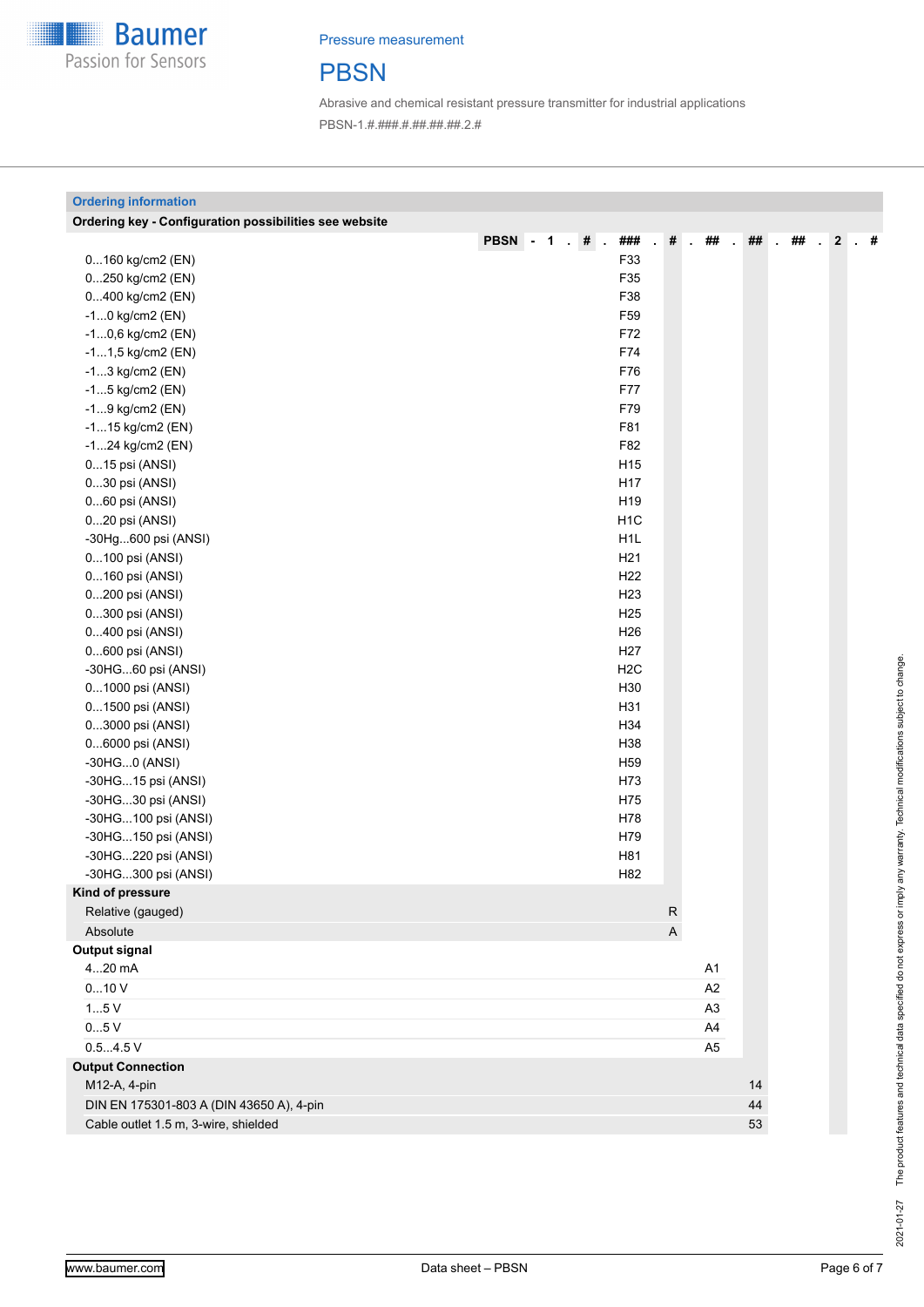Pressure measurement

# PBSN

Abrasive and chemical resistant pressure transmitter for industrial applications

PBSN-1.#.###.#.##.##.##.2.#

## Ordering information

**Ordering key - Configuration possibilities see website**

| | PBSN | - | 1 | . | # | . | ### | . | # | . | ## | . | ## | . | ## | . | 2 | . | # |
|---|---|---|---|---|---|---|---|---|---|---|---|---|---|---|---|---|---|---|---|
| 0...160 kg/cm2 (EN) | | | | | | | F33 | | | | | | | | | | | | |
| 0...250 kg/cm2 (EN) | | | | | | | F35 | | | | | | | | | | | | |
| 0...400 kg/cm2 (EN) | | | | | | | F38 | | | | | | | | | | | | |
| -1...0 kg/cm2 (EN) | | | | | | | F59 | | | | | | | | | | | | |
| -1...0,6 kg/cm2 (EN) | | | | | | | F72 | | | | | | | | | | | | |
| -1...1,5 kg/cm2 (EN) | | | | | | | F74 | | | | | | | | | | | | |
| -1...3 kg/cm2 (EN) | | | | | | | F76 | | | | | | | | | | | | |
| -1...5 kg/cm2 (EN) | | | | | | | F77 | | | | | | | | | | | | |
| -1...9 kg/cm2 (EN) | | | | | | | F79 | | | | | | | | | | | | |
| -1...15 kg/cm2 (EN) | | | | | | | F81 | | | | | | | | | | | | |
| -1...24 kg/cm2 (EN) | | | | | | | F82 | | | | | | | | | | | | |
| 0...15 psi (ANSI) | | | | | | | H15 | | | | | | | | | | | | |
| 0...30 psi (ANSI) | | | | | | | H17 | | | | | | | | | | | | |
| 0...60 psi (ANSI) | | | | | | | H19 | | | | | | | | | | | | |
| 0...20 psi (ANSI) | | | | | | | H1C | | | | | | | | | | | | |
| -30Hg...600 psi (ANSI) | | | | | | | H1L | | | | | | | | | | | | |
| 0...100 psi (ANSI) | | | | | | | H21 | | | | | | | | | | | | |
| 0...160 psi (ANSI) | | | | | | | H22 | | | | | | | | | | | | |
| 0...200 psi (ANSI) | | | | | | | H23 | | | | | | | | | | | | |
| 0...300 psi (ANSI) | | | | | | | H25 | | | | | | | | | | | | |
| 0...400 psi (ANSI) | | | | | | | H26 | | | | | | | | | | | | |
| 0...600 psi (ANSI) | | | | | | | H27 | | | | | | | | | | | | |
| -30HG...60 psi (ANSI) | | | | | | | H2C | | | | | | | | | | | | |
| 0...1000 psi (ANSI) | | | | | | | H30 | | | | | | | | | | | | |
| 0...1500 psi (ANSI) | | | | | | | H31 | | | | | | | | | | | | |
| 0...3000 psi (ANSI) | | | | | | | H34 | | | | | | | | | | | | |
| 0...6000 psi (ANSI) | | | | | | | H38 | | | | | | | | | | | | |
| -30HG...0 (ANSI) | | | | | | | H59 | | | | | | | | | | | | |
| -30HG...15 psi (ANSI) | | | | | | | H73 | | | | | | | | | | | | |
| -30HG...30 psi (ANSI) | | | | | | | H75 | | | | | | | | | | | | |
| -30HG...100 psi (ANSI) | | | | | | | H78 | | | | | | | | | | | | |
| -30HG...150 psi (ANSI) | | | | | | | H79 | | | | | | | | | | | | |
| -30HG...220 psi (ANSI) | | | | | | | H81 | | | | | | | | | | | | |
| -30HG...300 psi (ANSI) | | | | | | | H82 | | | | | | | | | | | | |
| **Kind of pressure** | | | | | | | | | | | | | | | | | | | |
| Relative (gauged) | | | | | | | | | R | | | | | | | | | | |
| Absolute | | | | | | | | | A | | | | | | | | | | |
| **Output signal** | | | | | | | | | | | | | | | | | | | |
| 4...20 mA | | | | | | | | | | | A1 | | | | | | | | |
| 0...10 V | | | | | | | | | | | A2 | | | | | | | | |
| 1...5 V | | | | | | | | | | | A3 | | | | | | | | |
| 0...5 V | | | | | | | | | | | A4 | | | | | | | | |
| 0.5...4.5 V | | | | | | | | | | | A5 | | | | | | | | |
| **Output Connection** | | | | | | | | | | | | | | | | | | | |
| M12-A, 4-pin | | | | | | | | | | | | | 14 | | | | | | |
| DIN EN 175301-803 A (DIN 43650 A), 4-pin | | | | | | | | | | | | | 44 | | | | | | |
| Cable outlet 1.5 m, 3-wire, shielded | | | | | | | | | | | | | 53 | | | | | | |

The product features and technical data specified do not express or imply any warranty. Technical modifications subject to change.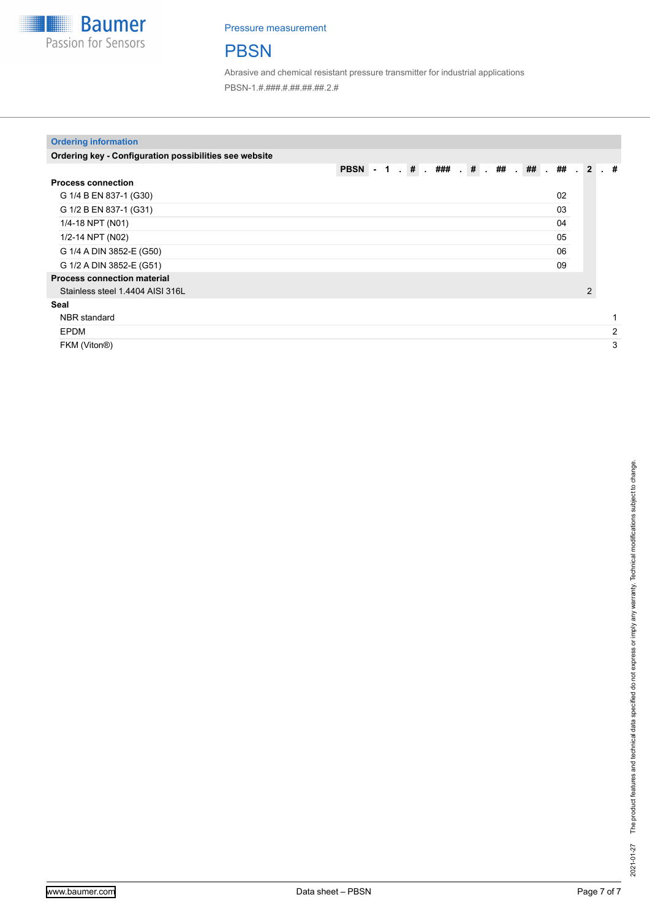## Ordering information

**Ordering key - Configuration possibilities see website**

| | PBSN | - | 1 | . | # | . | ### | . | # | . | ## | . | ## | . | ## | . | 2 | . | # |
|---|---|---|---|---|---|---|---|---|---|---|---|---|---|---|---|---|---|---|---|
| **Process connection** | | | | | | | | | | | | | | | | | | | |
| G 1/4 B EN 837-1 (G30) | | | | | | | | | | | | | | | 02 | | | | |
| G 1/2 B EN 837-1 (G31) | | | | | | | | | | | | | | | 03 | | | | |
| 1/4-18 NPT (N01) | | | | | | | | | | | | | | | 04 | | | | |
| 1/2-14 NPT (N02) | | | | | | | | | | | | | | | 05 | | | | |
| G 1/4 A DIN 3852-E (G50) | | | | | | | | | | | | | | | 06 | | | | |
| G 1/2 A DIN 3852-E (G51) | | | | | | | | | | | | | | | 09 | | | | |
| **Process connection material** | | | | | | | | | | | | | | | | | | | |
| Stainless steel 1.4404 AISI 316L | | | | | | | | | | | | | | | | | 2 | | |
| **Seal** | | | | | | | | | | | | | | | | | | | |
| NBR standard | | | | | | | | | | | | | | | | | | | 1 |
| EPDM | | | | | | | | | | | | | | | | | | | 2 |
| FKM (Viton®) | | | | | | | | | | | | | | | | | | | 3 |